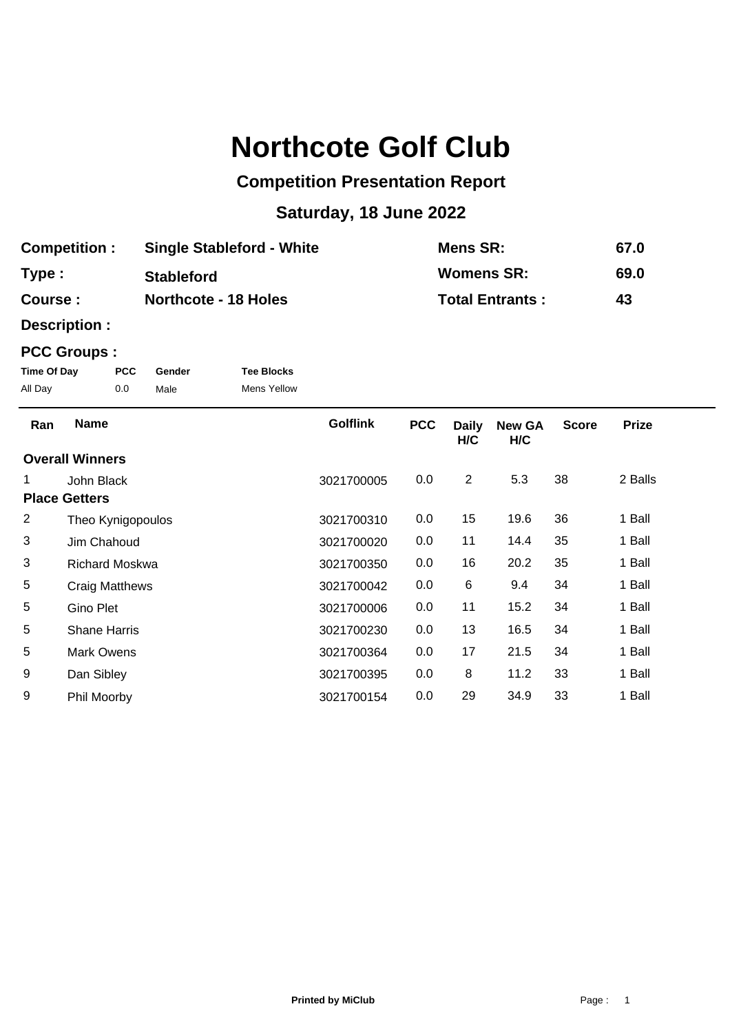# Northcote Golf Club

## Competition Presentation Report

### Saturday, 18 June 2022

| | | | |
|---|---|---|---|
| **Competition :** | **Single Stableford - White** | **Mens SR:** | **67.0** |
| **Type :** | **Stableford** | **Womens SR:** | **69.0** |
| **Course :** | **Northcote - 18 Holes** | **Total Entrants :** | **43** |
| **Description :** | | | |

**PCC Groups :**

| Time Of Day | PCC | Gender | Tee Blocks |
|---|---|---|---|
| All Day | 0.0 | Male | Mens Yellow |

| Ran | Name | Golflink | PCC | Daily H/C | New GA H/C | Score | Prize |
|---|---|---|---|---|---|---|---|
| **Overall Winners** | | | | | | | |
| 1 | John Black | 3021700005 | 0.0 | 2 | 5.3 | 38 | 2 Balls |
| **Place Getters** | | | | | | | |
| 2 | Theo Kynigopoulos | 3021700310 | 0.0 | 15 | 19.6 | 36 | 1 Ball |
| 3 | Jim Chahoud | 3021700020 | 0.0 | 11 | 14.4 | 35 | 1 Ball |
| 3 | Richard Moskwa | 3021700350 | 0.0 | 16 | 20.2 | 35 | 1 Ball |
| 5 | Craig Matthews | 3021700042 | 0.0 | 6 | 9.4 | 34 | 1 Ball |
| 5 | Gino Plet | 3021700006 | 0.0 | 11 | 15.2 | 34 | 1 Ball |
| 5 | Shane Harris | 3021700230 | 0.0 | 13 | 16.5 | 34 | 1 Ball |
| 5 | Mark Owens | 3021700364 | 0.0 | 17 | 21.5 | 34 | 1 Ball |
| 9 | Dan Sibley | 3021700395 | 0.0 | 8 | 11.2 | 33 | 1 Ball |
| 9 | Phil Moorby | 3021700154 | 0.0 | 29 | 34.9 | 33 | 1 Ball |

**Printed by MiClub**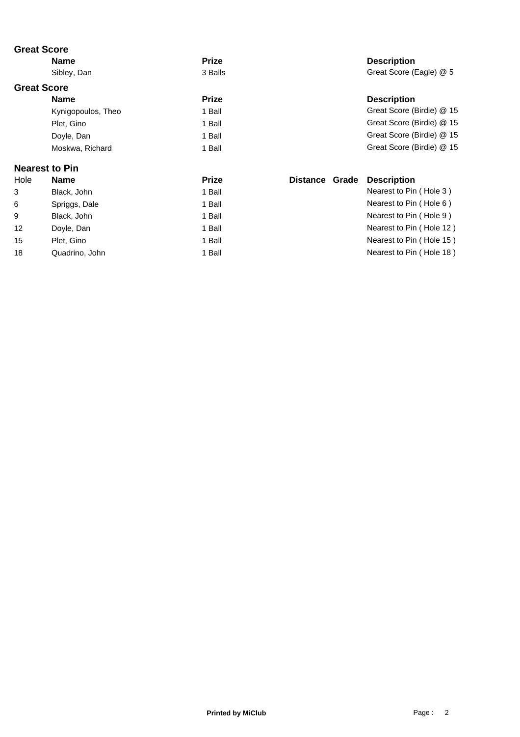## Great Score

| Name | Prize | Description |
|---|---|---|
| Sibley, Dan | 3 Balls | Great Score (Eagle) @ 5 |

## Great Score

| Name | Prize | Description |
|---|---|---|
| Kynigopoulos, Theo | 1 Ball | Great Score (Birdie) @ 15 |
| Plet, Gino | 1 Ball | Great Score (Birdie) @ 15 |
| Doyle, Dan | 1 Ball | Great Score (Birdie) @ 15 |
| Moskwa, Richard | 1 Ball | Great Score (Birdie) @ 15 |

## Nearest to Pin

| Hole | Name | Prize | Distance | Grade | Description |
|---|---|---|---|---|---|
| 3 | Black, John | 1 Ball | | | Nearest to Pin ( Hole 3 ) |
| 6 | Spriggs, Dale | 1 Ball | | | Nearest to Pin ( Hole 6 ) |
| 9 | Black, John | 1 Ball | | | Nearest to Pin ( Hole 9 ) |
| 12 | Doyle, Dan | 1 Ball | | | Nearest to Pin ( Hole 12 ) |
| 15 | Plet, Gino | 1 Ball | | | Nearest to Pin ( Hole 15 ) |
| 18 | Quadrino, John | 1 Ball | | | Nearest to Pin ( Hole 18 ) |

**Printed by MiClub**